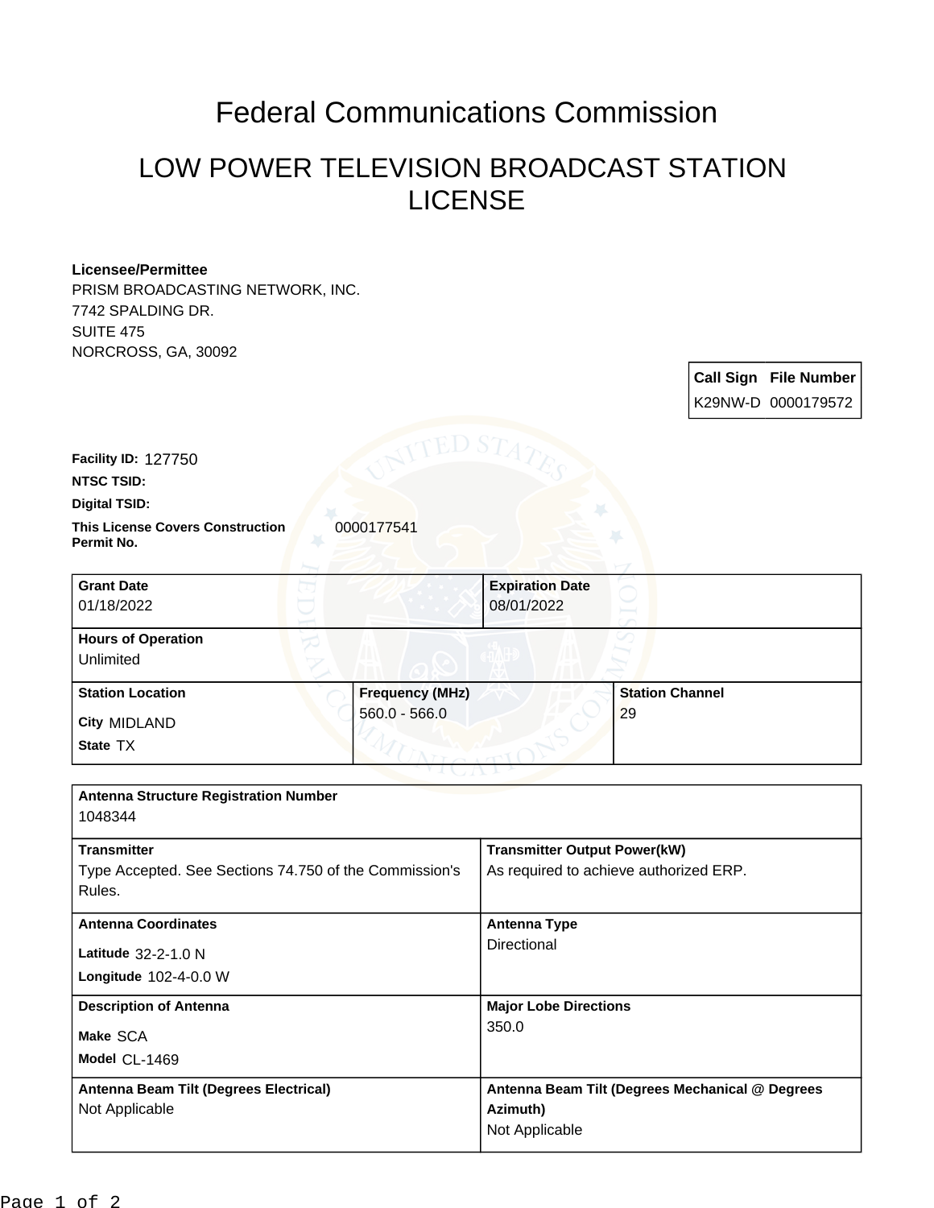# Federal Communications Commission

## LOW POWER TELEVISION BROADCAST STATION LICENSE

**Licensee/Permittee**
PRISM BROADCASTING NETWORK, INC.
7742 SPALDING DR.
SUITE 475
NORCROSS, GA, 30092

| Call Sign | File Number |
| --- | --- |
| K29NW-D | 0000179572 |

**Facility ID:** 127750

**NTSC TSID:**

**Digital TSID:**

**This License Covers Construction Permit No.** 0000177541

| Grant Date | Expiration Date |
| --- | --- |
| 01/18/2022 | 08/01/2022 |

**Hours of Operation**
Unlimited

| Station Location | Frequency (MHz) | Station Channel |
| --- | --- | --- |
| City MIDLAND<br>State TX | 560.0 - 566.0 | 29 |

**Antenna Structure Registration Number**
1048344

| Transmitter | Transmitter Output Power(kW) |
| --- | --- |
| Type Accepted. See Sections 74.750 of the Commission's Rules. | As required to achieve authorized ERP. |

| Antenna Coordinates | Antenna Type |
| --- | --- |
| Latitude 32-2-1.0 N<br>Longitude 102-4-0.0 W | Directional |

| Description of Antenna | Major Lobe Directions |
| --- | --- |
| Make SCA<br>Model CL-1469 | 350.0 |

| Antenna Beam Tilt (Degrees Electrical) | Antenna Beam Tilt (Degrees Mechanical @ Degrees Azimuth) |
| --- | --- |
| Not Applicable | Not Applicable |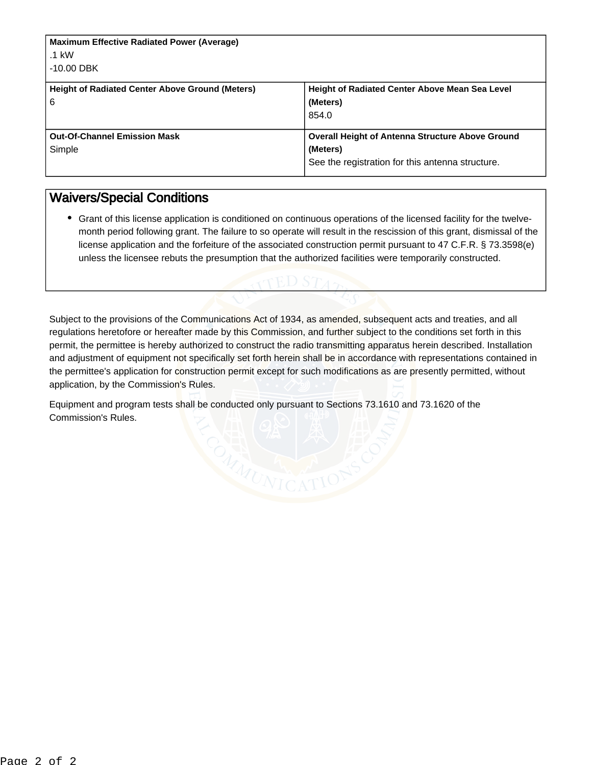| | |
|---|---|
| **Maximum Effective Radiated Power (Average)**<br>.1 kW<br>-10.00 DBK | |
| **Height of Radiated Center Above Ground (Meters)**<br>6 | **Height of Radiated Center Above Mean Sea Level (Meters)**<br>854.0 |
| **Out-Of-Channel Emission Mask**<br>Simple | **Overall Height of Antenna Structure Above Ground (Meters)**<br>See the registration for this antenna structure. |

## Waivers/Special Conditions

- Grant of this license application is conditioned on continuous operations of the licensed facility for the twelve-month period following grant. The failure to so operate will result in the rescission of this grant, dismissal of the license application and the forfeiture of the associated construction permit pursuant to 47 C.F.R. § 73.3598(e) unless the licensee rebuts the presumption that the authorized facilities were temporarily constructed.

Subject to the provisions of the Communications Act of 1934, as amended, subsequent acts and treaties, and all regulations heretofore or hereafter made by this Commission, and further subject to the conditions set forth in this permit, the permittee is hereby authorized to construct the radio transmitting apparatus herein described. Installation and adjustment of equipment not specifically set forth herein shall be in accordance with representations contained in the permittee's application for construction permit except for such modifications as are presently permitted, without application, by the Commission's Rules.

Equipment and program tests shall be conducted only pursuant to Sections 73.1610 and 73.1620 of the Commission's Rules.